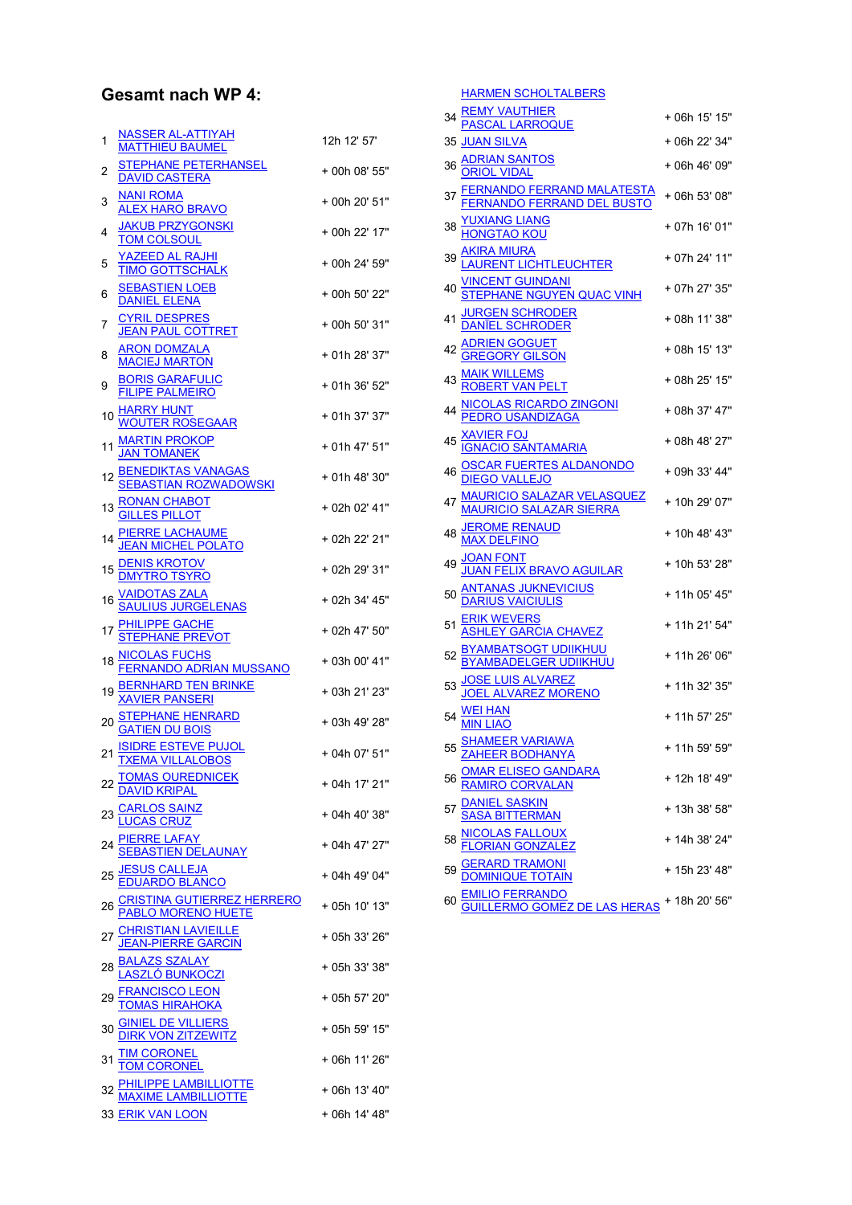## Gesamt nach WP 4:

| Pos. | Fahrer / Beifahrer | Zeit |
|---|---|---|
| 1 | NASSER AL-ATTIYAH<br>MATTHIEU BAUMEL | 12h 12' 57' |
| 2 | STEPHANE PETERHANSEL<br>DAVID CASTERA | + 00h 08' 55" |
| 3 | NANI ROMA<br>ALEX HARO BRAVO | + 00h 20' 51" |
| 4 | JAKUB PRZYGONSKI<br>TOM COLSOUL | + 00h 22' 17" |
| 5 | YAZEED AL RAJHI<br>TIMO GOTTSCHALK | + 00h 24' 59" |
| 6 | SEBASTIEN LOEB<br>DANIEL ELENA | + 00h 50' 22" |
| 7 | CYRIL DESPRES<br>JEAN PAUL COTTRET | + 00h 50' 31" |
| 8 | ARON DOMZALA<br>MACIEJ MARTON | + 01h 28' 37" |
| 9 | BORIS GARAFULIC<br>FILIPE PALMEIRO | + 01h 36' 52" |
| 10 | HARRY HUNT<br>WOUTER ROSEGAAR | + 01h 37' 37" |
| 11 | MARTIN PROKOP<br>JAN TOMANEK | + 01h 47' 51" |
| 12 | BENEDIKTAS VANAGAS<br>SEBASTIAN ROZWADOWSKI | + 01h 48' 30" |
| 13 | RONAN CHABOT<br>GILLES PILLOT | + 02h 02' 41" |
| 14 | PIERRE LACHAUME<br>JEAN MICHEL POLATO | + 02h 22' 21" |
| 15 | DENIS KROTOV<br>DMYTRO TSYRO | + 02h 29' 31" |
| 16 | VAIDOTAS ZALA<br>SAULIUS JURGELENAS | + 02h 34' 45" |
| 17 | PHILIPPE GACHE<br>STEPHANE PREVOT | + 02h 47' 50" |
| 18 | NICOLAS FUCHS<br>FERNANDO ADRIAN MUSSANO | + 03h 00' 41" |
| 19 | BERNHARD TEN BRINKE<br>XAVIER PANSERI | + 03h 21' 23" |
| 20 | STEPHANE HENRARD<br>GATIEN DU BOIS | + 03h 49' 28" |
| 21 | ISIDRE ESTEVE PUJOL<br>TXEMA VILLALOBOS | + 04h 07' 51" |
| 22 | TOMAS OUREDNICEK<br>DAVID KRIPAL | + 04h 17' 21" |
| 23 | CARLOS SAINZ<br>LUCAS CRUZ | + 04h 40' 38" |
| 24 | PIERRE LAFAY<br>SEBASTIEN DELAUNAY | + 04h 47' 27" |
| 25 | JESUS CALLEJA<br>EDUARDO BLANCO | + 04h 49' 04" |
| 26 | CRISTINA GUTIERREZ HERRERO<br>PABLO MORENO HUETE | + 05h 10' 13" |
| 27 | CHRISTIAN LAVIEILLE<br>JEAN-PIERRE GARCIN | + 05h 33' 26" |
| 28 | BALAZS SZALAY<br>LASZLÓ BUNKOCZI | + 05h 33' 38" |
| 29 | FRANCISCO LEON<br>TOMAS HIRAHOKA | + 05h 57' 20" |
| 30 | GINIEL DE VILLIERS<br>DIRK VON ZITZEWITZ | + 05h 59' 15" |
| 31 | TIM CORONEL<br>TOM CORONEL | + 06h 11' 26" |
| 32 | PHILIPPE LAMBILLIOTTE<br>MAXIME LAMBILLIOTTE | + 06h 13' 40" |
| 33 | ERIK VAN LOON<br>HARMEN SCHOLTALBERS | + 06h 14' 48" |
| 34 | REMY VAUTHIER<br>PASCAL LARROQUE | + 06h 15' 15" |
| 35 | JUAN SILVA | + 06h 22' 34" |
| 36 | ADRIAN SANTOS<br>ORIOL VIDAL | + 06h 46' 09" |
| 37 | FERNANDO FERRAND MALATESTA<br>FERNANDO FERRAND DEL BUSTO | + 06h 53' 08" |
| 38 | YUXIANG LIANG<br>HONGTAO KOU | + 07h 16' 01" |
| 39 | AKIRA MIURA<br>LAURENT LICHTLEUCHTER | + 07h 24' 11" |
| 40 | VINCENT GUINDANI<br>STEPHANE NGUYEN QUAC VINH | + 07h 27' 35" |
| 41 | JURGEN SCHRODER<br>DANÏEL SCHRODER | + 08h 11' 38" |
| 42 | ADRIEN GOGUET<br>GREGORY GILSON | + 08h 15' 13" |
| 43 | MAIK WILLEMS<br>ROBERT VAN PELT | + 08h 25' 15" |
| 44 | NICOLAS RICARDO ZINGONI<br>PEDRO USANDIZAGA | + 08h 37' 47" |
| 45 | XAVIER FOJ<br>IGNACIO SANTAMARIA | + 08h 48' 27" |
| 46 | OSCAR FUERTES ALDANONDO<br>DIEGO VALLEJO | + 09h 33' 44" |
| 47 | MAURICIO SALAZAR VELASQUEZ<br>MAURICIO SALAZAR SIERRA | + 10h 29' 07" |
| 48 | JEROME RENAUD<br>MAX DELFINO | + 10h 48' 43" |
| 49 | JOAN FONT<br>JUAN FELIX BRAVO AGUILAR | + 10h 53' 28" |
| 50 | ANTANAS JUKNEVICIUS<br>DARIUS VAICIULIS | + 11h 05' 45" |
| 51 | ERIK WEVERS<br>ASHLEY GARCIA CHAVEZ | + 11h 21' 54" |
| 52 | BYAMBATSOGT UDIIKHUU<br>BYAMBADELGER UDIIKHUU | + 11h 26' 06" |
| 53 | JOSE LUIS ALVAREZ<br>JOEL ALVAREZ MORENO | + 11h 32' 35" |
| 54 | WEI HAN<br>MIN LIAO | + 11h 57' 25" |
| 55 | SHAMEER VARIAWA<br>ZAHEER BODHANYA | + 11h 59' 59" |
| 56 | OMAR ELISEO GANDARA<br>RAMIRO CORVALAN | + 12h 18' 49" |
| 57 | DANIEL SASKIN<br>SASA BITTERMAN | + 13h 38' 58" |
| 58 | NICOLAS FALLOUX<br>FLORIAN GONZALEZ | + 14h 38' 24" |
| 59 | GERARD TRAMONI<br>DOMINIQUE TOTAIN | + 15h 23' 48" |
| 60 | EMILIO FERRANDO<br>GUILLERMO GOMEZ DE LAS HERAS | + 18h 20' 56" |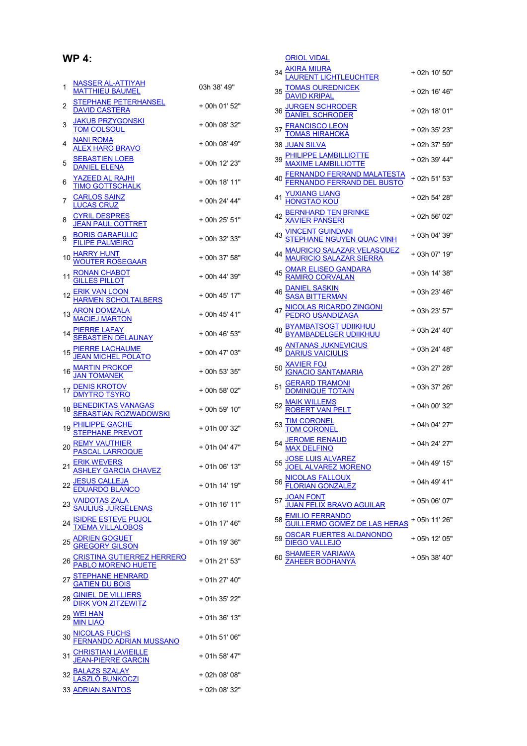## WP 4:

| | | |
|---|---|---|
| 1 | NASSER AL-ATTIYAH<br>MATTHIEU BAUMEL | 03h 38' 49'' |
| 2 | STEPHANE PETERHANSEL<br>DAVID CASTERA | + 00h 01' 52'' |
| 3 | JAKUB PRZYGONSKI<br>TOM COLSOUL | + 00h 08' 32'' |
| 4 | NANI ROMA<br>ALEX HARO BRAVO | + 00h 08' 49'' |
| 5 | SEBASTIEN LOEB<br>DANIEL ELENA | + 00h 12' 23'' |
| 6 | YAZEED AL RAJHI<br>TIMO GOTTSCHALK | + 00h 18' 11'' |
| 7 | CARLOS SAINZ<br>LUCAS CRUZ | + 00h 24' 44'' |
| 8 | CYRIL DESPRES<br>JEAN PAUL COTTRET | + 00h 25' 51'' |
| 9 | BORIS GARAFULIC<br>FILIPE PALMEIRO | + 00h 32' 33'' |
| 10 | HARRY HUNT<br>WOUTER ROSEGAAR | + 00h 37' 58'' |
| 11 | RONAN CHABOT<br>GILLES PILLOT | + 00h 44' 39'' |
| 12 | ERIK VAN LOON<br>HARMEN SCHOLTALBERS | + 00h 45' 17'' |
| 13 | ARON DOMZALA<br>MACIEJ MARTON | + 00h 45' 41'' |
| 14 | PIERRE LAFAY<br>SEBASTIEN DELAUNAY | + 00h 46' 53'' |
| 15 | PIERRE LACHAUME<br>JEAN MICHEL POLATO | + 00h 47' 03'' |
| 16 | MARTIN PROKOP<br>JAN TOMANEK | + 00h 53' 35'' |
| 17 | DENIS KROTOV<br>DMYTRO TSYRO | + 00h 58' 02'' |
| 18 | BENEDIKTAS VANAGAS<br>SEBASTIAN ROZWADOWSKI | + 00h 59' 10'' |
| 19 | PHILIPPE GACHE<br>STEPHANE PREVOT | + 01h 00' 32'' |
| 20 | REMY VAUTHIER<br>PASCAL LARROQUE | + 01h 04' 47'' |
| 21 | ERIK WEVERS<br>ASHLEY GARCIA CHAVEZ | + 01h 06' 13'' |
| 22 | JESUS CALLEJA<br>EDUARDO BLANCO | + 01h 14' 19'' |
| 23 | VAIDOTAS ZALA<br>SAULIUS JURGELENAS | + 01h 16' 11'' |
| 24 | ISIDRE ESTEVE PUJOL<br>TXEMA VILLALOBOS | + 01h 17' 46'' |
| 25 | ADRIEN GOGUET<br>GREGORY GILSON | + 01h 19' 36'' |
| 26 | CRISTINA GUTIERREZ HERRERO<br>PABLO MORENO HUETE | + 01h 21' 53'' |
| 27 | STEPHANE HENRARD<br>GATIEN DU BOIS | + 01h 27' 40'' |
| 28 | GINIEL DE VILLIERS<br>DIRK VON ZITZEWITZ | + 01h 35' 22'' |
| 29 | WEI HAN<br>MIN LIAO | + 01h 36' 13'' |
| 30 | NICOLAS FUCHS<br>FERNANDO ADRIAN MUSSANO | + 01h 51' 06'' |
| 31 | CHRISTIAN LAVIEILLE<br>JEAN-PIERRE GARCIN | + 01h 58' 47'' |
| 32 | BALAZS SZALAY<br>LASZLÓ BUNKOCZI | + 02h 08' 08'' |
| 33 | ADRIAN SANTOS<br>ORIOL VIDAL | + 02h 08' 32'' |
| 34 | AKIRA MIURA<br>LAURENT LICHTLEUCHTER | + 02h 10' 50'' |
| 35 | TOMAS OUREDNICEK<br>DAVID KRIPAL | + 02h 16' 46'' |
| 36 | JURGEN SCHRODER<br>DANÏEL SCHRODER | + 02h 18' 01'' |
| 37 | FRANCISCO LEON<br>TOMAS HIRAHOKA | + 02h 35' 23'' |
| 38 | JUAN SILVA | + 02h 37' 59'' |
| 39 | PHILIPPE LAMBILLIOTTE<br>MAXIME LAMBILLIOTTE | + 02h 39' 44'' |
| 40 | FERNANDO FERRAND MALATESTA<br>FERNANDO FERRAND DEL BUSTO | + 02h 51' 53'' |
| 41 | YUXIANG LIANG<br>HONGTAO KOU | + 02h 54' 28'' |
| 42 | BERNHARD TEN BRINKE<br>XAVIER PANSERI | + 02h 56' 02'' |
| 43 | VINCENT GUINDANI<br>STEPHANE NGUYEN QUAC VINH | + 03h 04' 39'' |
| 44 | MAURICIO SALAZAR VELASQUEZ<br>MAURICIO SALAZAR SIERRA | + 03h 07' 19'' |
| 45 | OMAR ELISEO GANDARA<br>RAMIRO CORVALAN | + 03h 14' 38'' |
| 46 | DANIEL SASKIN<br>SASA BITTERMAN | + 03h 23' 46'' |
| 47 | NICOLAS RICARDO ZINGONI<br>PEDRO USANDIZAGA | + 03h 23' 57'' |
| 48 | BYAMBATSOGT UDIIKHUU<br>BYAMBADELGER UDIIKHUU | + 03h 24' 40'' |
| 49 | ANTANAS JUKNEVICIUS<br>DARIUS VAICIULIS | + 03h 24' 48'' |
| 50 | XAVIER FOJ<br>IGNACIO SANTAMARIA | + 03h 27' 28'' |
| 51 | GERARD TRAMONI<br>DOMINIQUE TOTAIN | + 03h 37' 26'' |
| 52 | MAIK WILLEMS<br>ROBERT VAN PELT | + 04h 00' 32'' |
| 53 | TIM CORONEL<br>TOM CORONEL | + 04h 04' 27'' |
| 54 | JEROME RENAUD<br>MAX DELFINO | + 04h 24' 27'' |
| 55 | JOSE LUIS ALVAREZ<br>JOEL ALVAREZ MORENO | + 04h 49' 15'' |
| 56 | NICOLAS FALLOUX<br>FLORIAN GONZALEZ | + 04h 49' 41'' |
| 57 | JOAN FONT<br>JUAN FELIX BRAVO AGUILAR | + 05h 06' 07'' |
| 58 | EMILIO FERRANDO<br>GUILLERMO GOMEZ DE LAS HERAS | + 05h 11' 26'' |
| 59 | OSCAR FUERTES ALDANONDO<br>DIEGO VALLEJO | + 05h 12' 05'' |
| 60 | SHAMEER VARIAWA<br>ZAHEER BODHANYA | + 05h 38' 40'' |